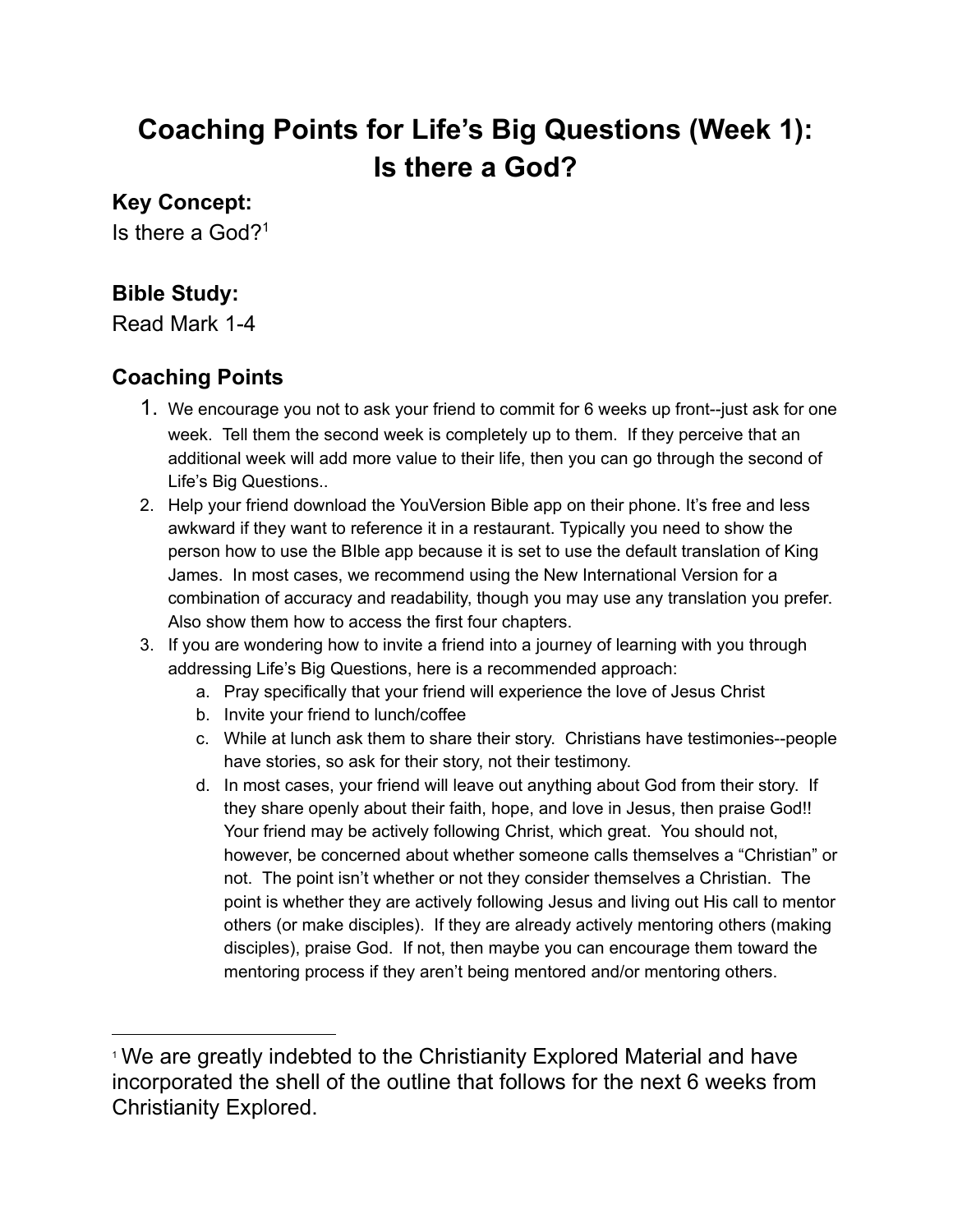# Coaching Points for Life's Big Questions (Week 1): Is there a God?

### Key Concept:

Is there a God?[1]

### Bible Study:

Read Mark 1-4

### Coaching Points

1. We encourage you not to ask your friend to commit for 6 weeks up front--just ask for one week. Tell them the second week is completely up to them. If they perceive that an additional week will add more value to their life, then you can go through the second of Life's Big Questions..
2. Help your friend download the YouVersion Bible app on their phone. It's free and less awkward if they want to reference it in a restaurant. Typically you need to show the person how to use the BIble app because it is set to use the default translation of King James. In most cases, we recommend using the New International Version for a combination of accuracy and readability, though you may use any translation you prefer. Also show them how to access the first four chapters.
3. If you are wondering how to invite a friend into a journey of learning with you through addressing Life's Big Questions, here is a recommended approach:
   a. Pray specifically that your friend will experience the love of Jesus Christ
   b. Invite your friend to lunch/coffee
   c. While at lunch ask them to share their story. Christians have testimonies--people have stories, so ask for their story, not their testimony.
   d. In most cases, your friend will leave out anything about God from their story. If they share openly about their faith, hope, and love in Jesus, then praise God!! Your friend may be actively following Christ, which great. You should not, however, be concerned about whether someone calls themselves a "Christian" or not. The point isn't whether or not they consider themselves a Christian. The point is whether they are actively following Jesus and living out His call to mentor others (or make disciples). If they are already actively mentoring others (making disciples), praise God. If not, then maybe you can encourage them toward the mentoring process if they aren't being mentored and/or mentoring others.

---

[1] We are greatly indebted to the Christianity Explored Material and have incorporated the shell of the outline that follows for the next 6 weeks from Christianity Explored.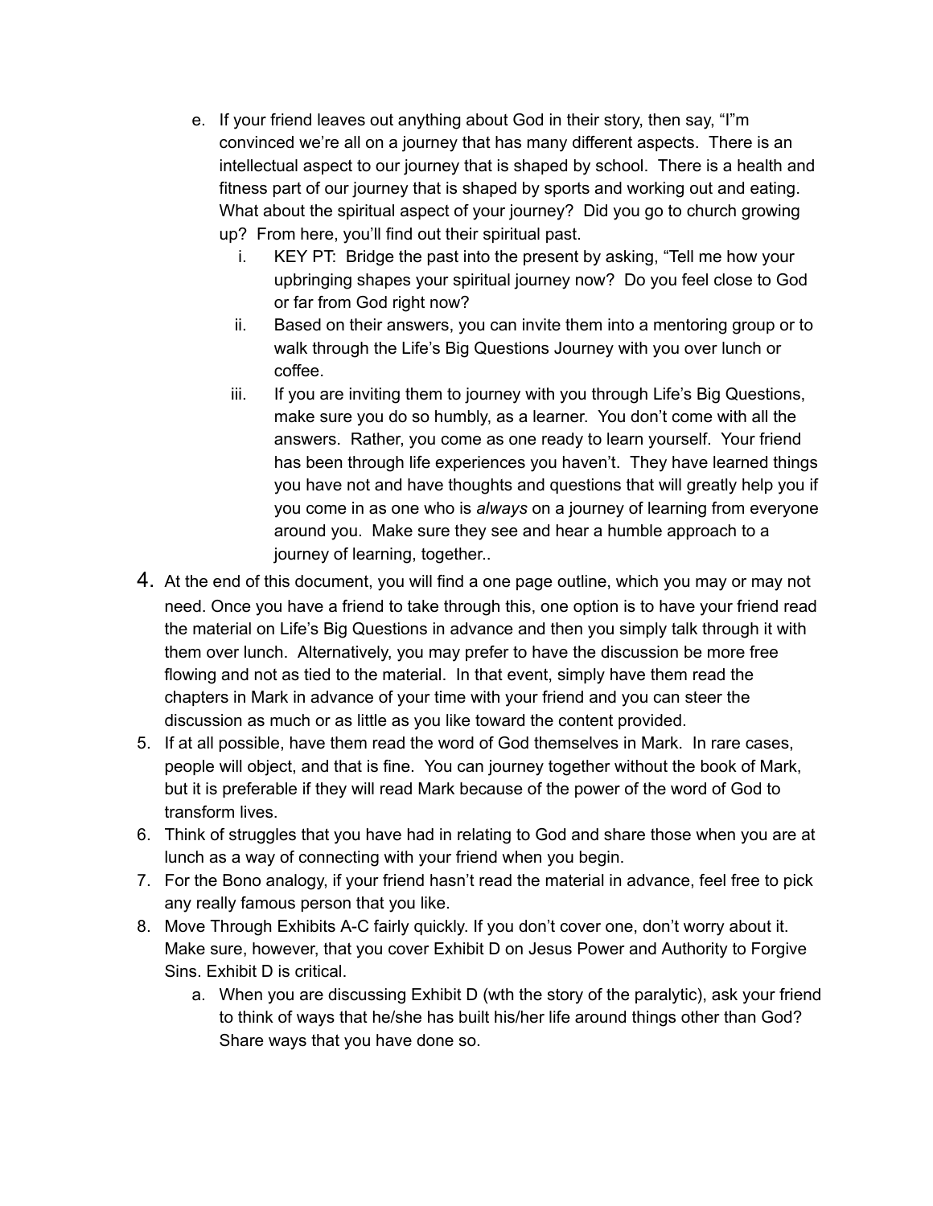e. If your friend leaves out anything about God in their story, then say, "I"m convinced we're all on a journey that has many different aspects. There is an intellectual aspect to our journey that is shaped by school. There is a health and fitness part of our journey that is shaped by sports and working out and eating. What about the spiritual aspect of your journey? Did you go to church growing up? From here, you'll find out their spiritual past.
      i. KEY PT: Bridge the past into the present by asking, "Tell me how your upbringing shapes your spiritual journey now? Do you feel close to God or far from God right now?
      ii. Based on their answers, you can invite them into a mentoring group or to walk through the Life's Big Questions Journey with you over lunch or coffee.
      iii. If you are inviting them to journey with you through Life's Big Questions, make sure you do so humbly, as a learner. You don't come with all the answers. Rather, you come as one ready to learn yourself. Your friend has been through life experiences you haven't. They have learned things you have not and have thoughts and questions that will greatly help you if you come in as one who is *always* on a journey of learning from everyone around you. Make sure they see and hear a humble approach to a journey of learning, together..

4. At the end of this document, you will find a one page outline, which you may or may not need. Once you have a friend to take through this, one option is to have your friend read the material on Life's Big Questions in advance and then you simply talk through it with them over lunch. Alternatively, you may prefer to have the discussion be more free flowing and not as tied to the material. In that event, simply have them read the chapters in Mark in advance of your time with your friend and you can steer the discussion as much or as little as you like toward the content provided.
5. If at all possible, have them read the word of God themselves in Mark. In rare cases, people will object, and that is fine. You can journey together without the book of Mark, but it is preferable if they will read Mark because of the power of the word of God to transform lives.
6. Think of struggles that you have had in relating to God and share those when you are at lunch as a way of connecting with your friend when you begin.
7. For the Bono analogy, if your friend hasn't read the material in advance, feel free to pick any really famous person that you like.
8. Move Through Exhibits A-C fairly quickly. If you don't cover one, don't worry about it. Make sure, however, that you cover Exhibit D on Jesus Power and Authority to Forgive Sins. Exhibit D is critical.
   a. When you are discussing Exhibit D (wth the story of the paralytic), ask your friend to think of ways that he/she has built his/her life around things other than God? Share ways that you have done so.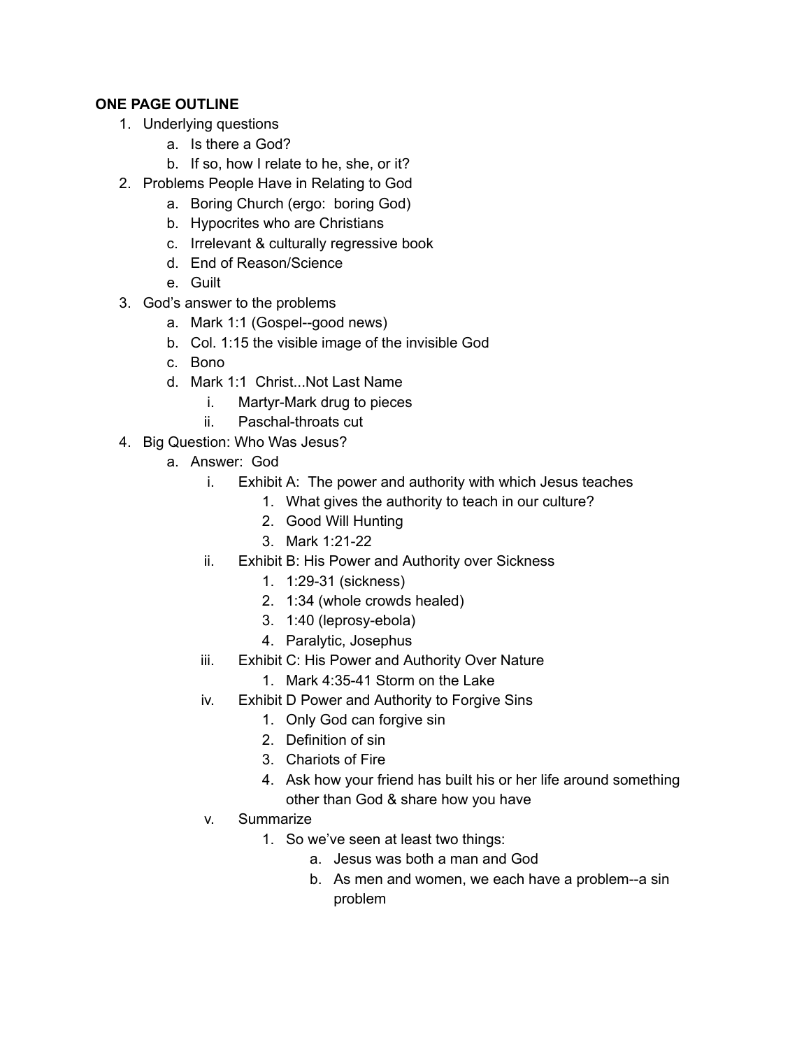**ONE PAGE OUTLINE**

1. Underlying questions
   a. Is there a God?
   b. If so, how I relate to he, she, or it?
2. Problems People Have in Relating to God
   a. Boring Church (ergo:  boring God)
   b. Hypocrites who are Christians
   c. Irrelevant & culturally regressive book
   d. End of Reason/Science
   e. Guilt
3. God's answer to the problems
   a. Mark 1:1 (Gospel--good news)
   b. Col. 1:15 the visible image of the invisible God
   c. Bono
   d. Mark 1:1  Christ...Not Last Name
      i. Martyr-Mark drug to pieces
      ii. Paschal-throats cut
4. Big Question: Who Was Jesus?
   a. Answer:  God
      i. Exhibit A:  The power and authority with which Jesus teaches
         1. What gives the authority to teach in our culture?
         2. Good Will Hunting
         3. Mark 1:21-22
      ii. Exhibit B: His Power and Authority over Sickness
         1. 1:29-31 (sickness)
         2. 1:34 (whole crowds healed)
         3. 1:40 (leprosy-ebola)
         4. Paralytic, Josephus
      iii. Exhibit C: His Power and Authority Over Nature
         1. Mark 4:35-41 Storm on the Lake
      iv. Exhibit D Power and Authority to Forgive Sins
         1. Only God can forgive sin
         2. Definition of sin
         3. Chariots of Fire
         4. Ask how your friend has built his or her life around something other than God & share how you have
      v. Summarize
         1. So we've seen at least two things:
            a. Jesus was both a man and God
            b. As men and women, we each have a problem--a sin problem